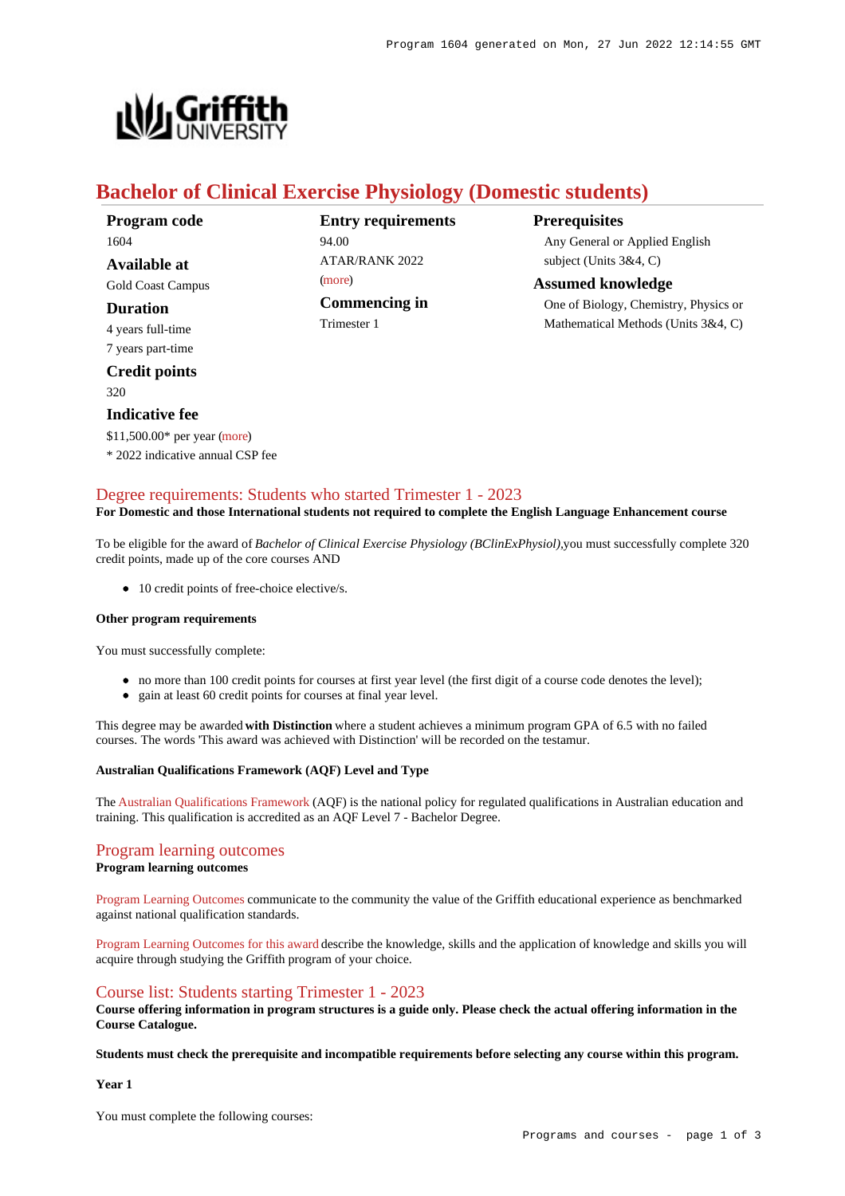# Bachelor of Clinical Exercise Physiology (Domestic students)

**Program code**
1604

**Available at**
Gold Coast Campus

**Duration**
4 years full-time
7 years part-time

**Credit points**
320

**Indicative fee**
$11,500.00* per year (more)
* 2022 indicative annual CSP fee

**Entry requirements**
94.00
ATAR/RANK 2022
(more)

**Commencing in**
Trimester 1

**Prerequisites**
Any General or Applied English subject (Units 3&4, C)

**Assumed knowledge**
One of Biology, Chemistry, Physics or Mathematical Methods (Units 3&4, C)

## Degree requirements: Students who started Trimester 1 - 2023

**For Domestic and those International students not required to complete the English Language Enhancement course**

To be eligible for the award of *Bachelor of Clinical Exercise Physiology (BClinExPhysiol)*,you must successfully complete 320 credit points, made up of the core courses AND

- 10 credit points of free-choice elective/s.

**Other program requirements**

You must successfully complete:

- no more than 100 credit points for courses at first year level (the first digit of a course code denotes the level);
- gain at least 60 credit points for courses at final year level.

This degree may be awarded **with Distinction** where a student achieves a minimum program GPA of 6.5 with no failed courses. The words 'This award was achieved with Distinction' will be recorded on the testamur.

**Australian Qualifications Framework (AQF) Level and Type**

The Australian Qualifications Framework (AQF) is the national policy for regulated qualifications in Australian education and training. This qualification is accredited as an AQF Level 7 - Bachelor Degree.

## Program learning outcomes

**Program learning outcomes**

Program Learning Outcomes communicate to the community the value of the Griffith educational experience as benchmarked against national qualification standards.

Program Learning Outcomes for this award describe the knowledge, skills and the application of knowledge and skills you will acquire through studying the Griffith program of your choice.

## Course list: Students starting Trimester 1 - 2023

**Course offering information in program structures is a guide only. Please check the actual offering information in the Course Catalogue.**

**Students must check the prerequisite and incompatible requirements before selecting any course within this program.**

**Year 1**

You must complete the following courses: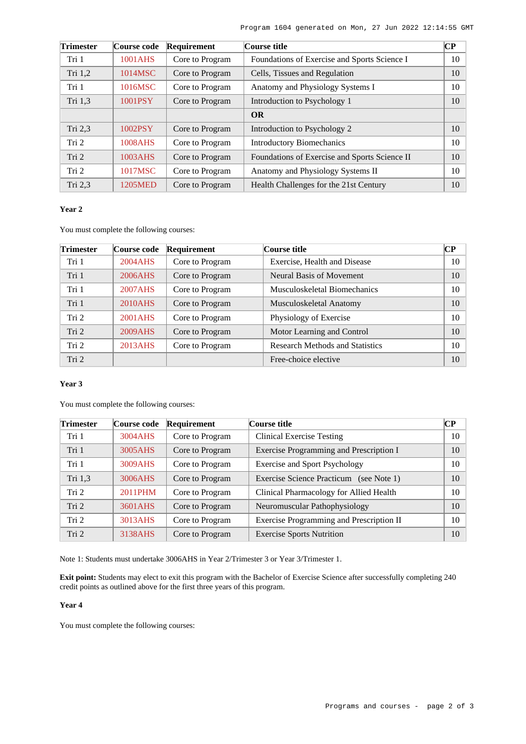| Trimester | Course code | Requirement | Course title | CP |
| --- | --- | --- | --- | --- |
| Tri 1 | 1001AHS | Core to Program | Foundations of Exercise and Sports Science I | 10 |
| Tri 1,2 | 1014MSC | Core to Program | Cells, Tissues and Regulation | 10 |
| Tri 1 | 1016MSC | Core to Program | Anatomy and Physiology Systems I | 10 |
| Tri 1,3 | 1001PSY | Core to Program | Introduction to Psychology 1 | 10 |
| | | | **OR** | |
| Tri 2,3 | 1002PSY | Core to Program | Introduction to Psychology 2 | 10 |
| Tri 2 | 1008AHS | Core to Program | Introductory Biomechanics | 10 |
| Tri 2 | 1003AHS | Core to Program | Foundations of Exercise and Sports Science II | 10 |
| Tri 2 | 1017MSC | Core to Program | Anatomy and Physiology Systems II | 10 |
| Tri 2,3 | 1205MED | Core to Program | Health Challenges for the 21st Century | 10 |

**Year 2**

You must complete the following courses:

| Trimester | Course code | Requirement | Course title | CP |
| --- | --- | --- | --- | --- |
| Tri 1 | 2004AHS | Core to Program | Exercise, Health and Disease | 10 |
| Tri 1 | 2006AHS | Core to Program | Neural Basis of Movement | 10 |
| Tri 1 | 2007AHS | Core to Program | Musculoskeletal Biomechanics | 10 |
| Tri 1 | 2010AHS | Core to Program | Musculoskeletal Anatomy | 10 |
| Tri 2 | 2001AHS | Core to Program | Physiology of Exercise | 10 |
| Tri 2 | 2009AHS | Core to Program | Motor Learning and Control | 10 |
| Tri 2 | 2013AHS | Core to Program | Research Methods and Statistics | 10 |
| Tri 2 | | | Free-choice elective | 10 |

**Year 3**

You must complete the following courses:

| Trimester | Course code | Requirement | Course title | CP |
| --- | --- | --- | --- | --- |
| Tri 1 | 3004AHS | Core to Program | Clinical Exercise Testing | 10 |
| Tri 1 | 3005AHS | Core to Program | Exercise Programming and Prescription I | 10 |
| Tri 1 | 3009AHS | Core to Program | Exercise and Sport Psychology | 10 |
| Tri 1,3 | 3006AHS | Core to Program | Exercise Science Practicum (see Note 1) | 10 |
| Tri 2 | 2011PHM | Core to Program | Clinical Pharmacology for Allied Health | 10 |
| Tri 2 | 3601AHS | Core to Program | Neuromuscular Pathophysiology | 10 |
| Tri 2 | 3013AHS | Core to Program | Exercise Programming and Prescription II | 10 |
| Tri 2 | 3138AHS | Core to Program | Exercise Sports Nutrition | 10 |

Note 1: Students must undertake 3006AHS in Year 2/Trimester 3 or Year 3/Trimester 1.

**Exit point:** Students may elect to exit this program with the Bachelor of Exercise Science after successfully completing 240 credit points as outlined above for the first three years of this program.

**Year 4**

You must complete the following courses: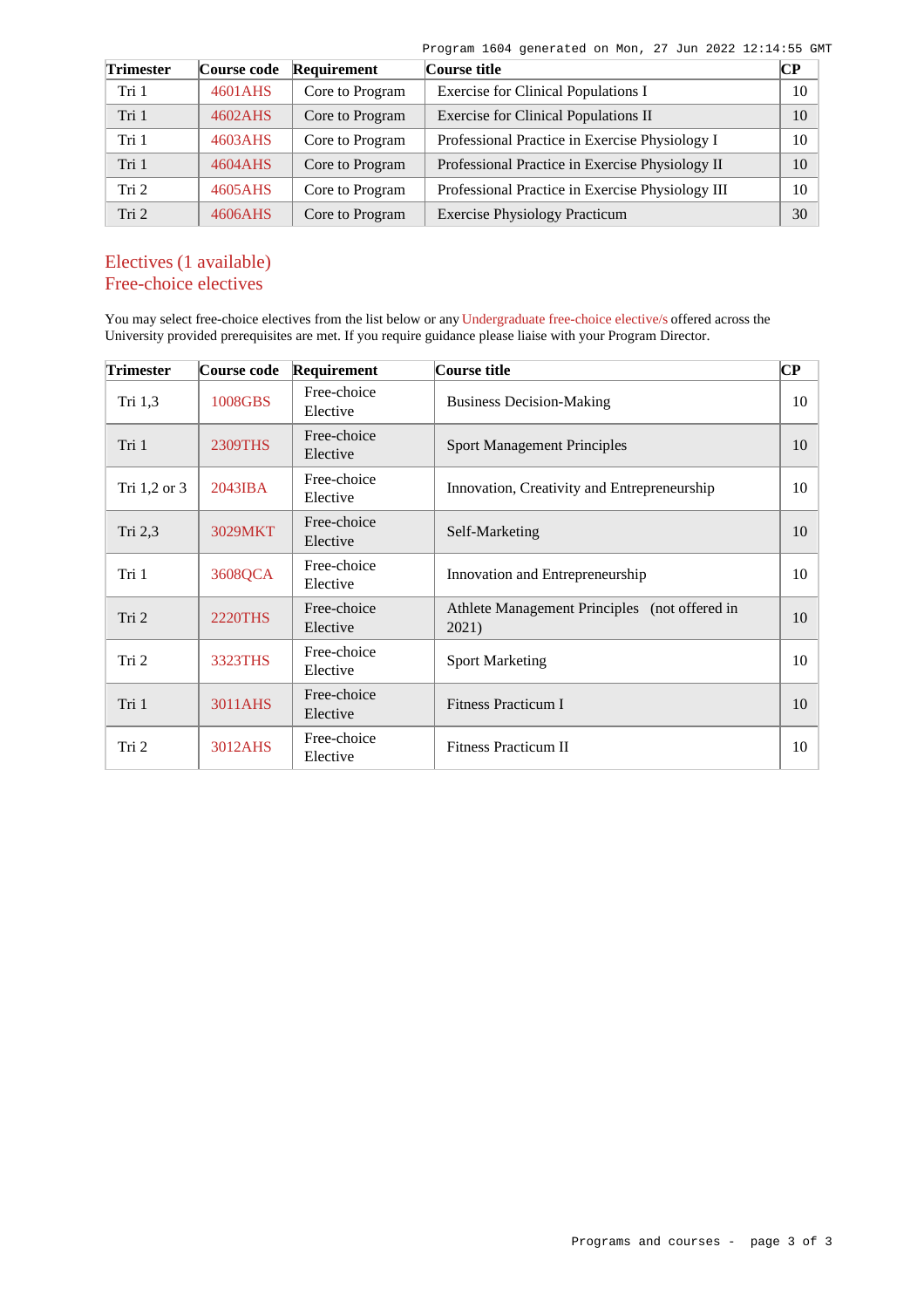| Trimester | Course code | Requirement | Course title | CP |
|---|---|---|---|---|
| Tri 1 | 4601AHS | Core to Program | Exercise for Clinical Populations I | 10 |
| Tri 1 | 4602AHS | Core to Program | Exercise for Clinical Populations II | 10 |
| Tri 1 | 4603AHS | Core to Program | Professional Practice in Exercise Physiology I | 10 |
| Tri 1 | 4604AHS | Core to Program | Professional Practice in Exercise Physiology II | 10 |
| Tri 2 | 4605AHS | Core to Program | Professional Practice in Exercise Physiology III | 10 |
| Tri 2 | 4606AHS | Core to Program | Exercise Physiology Practicum | 30 |

## Electives (1 available)

## Free-choice electives

You may select free-choice electives from the list below or any Undergraduate free-choice elective/s offered across the University provided prerequisites are met. If you require guidance please liaise with your Program Director.

| Trimester | Course code | Requirement | Course title | CP |
|---|---|---|---|---|
| Tri 1,3 | 1008GBS | Free-choice Elective | Business Decision-Making | 10 |
| Tri 1 | 2309THS | Free-choice Elective | Sport Management Principles | 10 |
| Tri 1,2 or 3 | 2043IBA | Free-choice Elective | Innovation, Creativity and Entrepreneurship | 10 |
| Tri 2,3 | 3029MKT | Free-choice Elective | Self-Marketing | 10 |
| Tri 1 | 3608QCA | Free-choice Elective | Innovation and Entrepreneurship | 10 |
| Tri 2 | 2220THS | Free-choice Elective | Athlete Management Principles (not offered in 2021) | 10 |
| Tri 2 | 3323THS | Free-choice Elective | Sport Marketing | 10 |
| Tri 1 | 3011AHS | Free-choice Elective | Fitness Practicum I | 10 |
| Tri 2 | 3012AHS | Free-choice Elective | Fitness Practicum II | 10 |